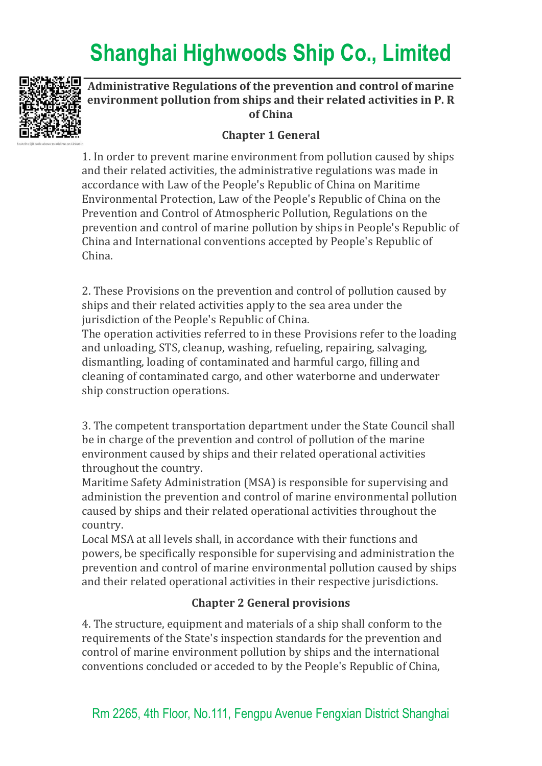# Administrative Regulations of the prevention and control of marine environment pollution from ships and their related activities in P. R of China

## Chapter 1 General

1. In order to prevent marine environment from pollution caused by ships and their related activities, the administrative regulations was made in accordance with Law of the People's Republic of China on Maritime Environmental Protection, Law of the People's Republic of China on the Prevention and Control of Atmospheric Pollution, Regulations on the prevention and control of marine pollution by ships in People's Republic of China and International conventions accepted by People's Republic of China.

2. These Provisions on the prevention and control of pollution caused by ships and their related activities apply to the sea area under the jurisdiction of the People's Republic of China.
The operation activities referred to in these Provisions refer to the loading and unloading, STS, cleanup, washing, refueling, repairing, salvaging, dismantling, loading of contaminated and harmful cargo, filling and cleaning of contaminated cargo, and other waterborne and underwater ship construction operations.

3. The competent transportation department under the State Council shall be in charge of the prevention and control of pollution of the marine environment caused by ships and their related operational activities throughout the country.
Maritime Safety Administration (MSA) is responsible for supervising and adminition the prevention and control of marine environmental pollution caused by ships and their related operational activities throughout the country.
Local MSA at all levels shall, in accordance with their functions and powers, be specifically responsible for supervising and administration the prevention and control of marine environmental pollution caused by ships and their related operational activities in their respective jurisdictions.

## Chapter 2 General provisions

4. The structure, equipment and materials of a ship shall conform to the requirements of the State's inspection standards for the prevention and control of marine environment pollution by ships and the international conventions concluded or acceded to by the People's Republic of China,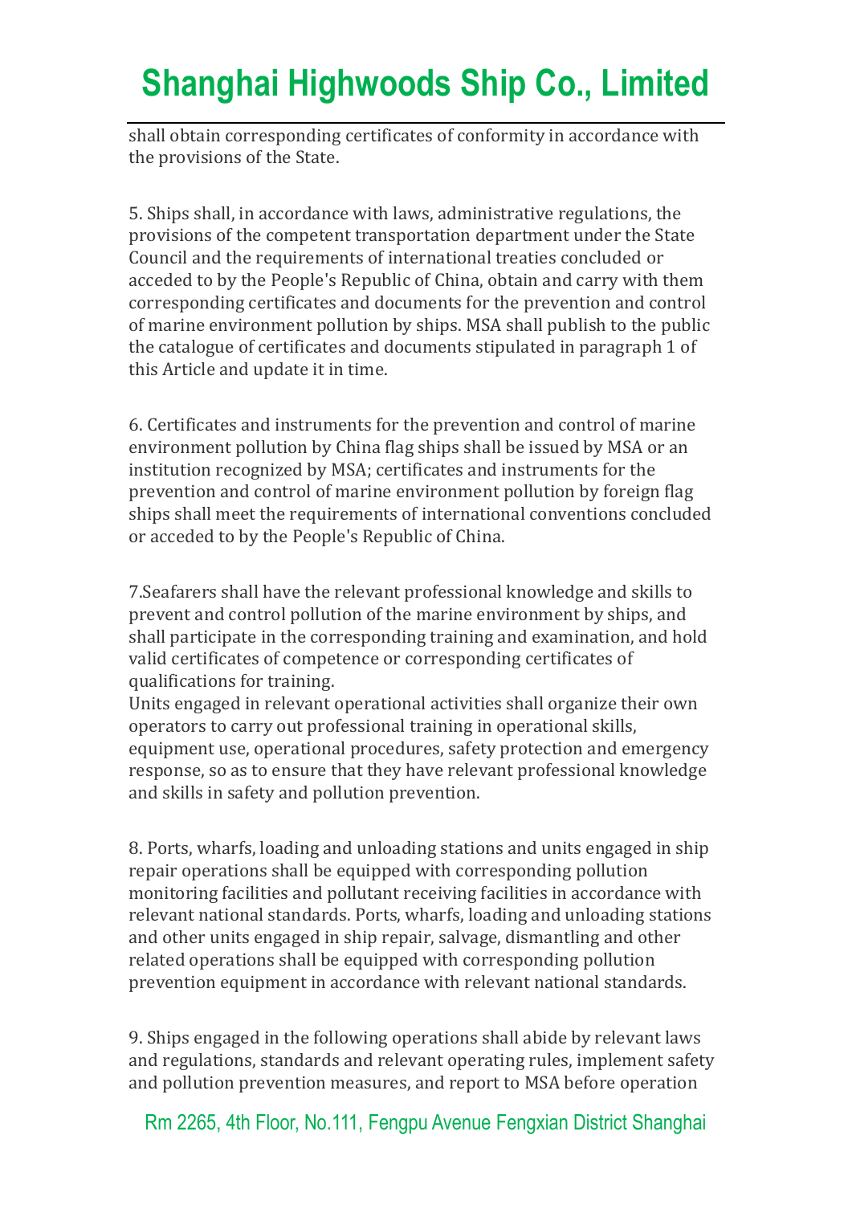shall obtain corresponding certificates of conformity in accordance with the provisions of the State.

5. Ships shall, in accordance with laws, administrative regulations, the provisions of the competent transportation department under the State Council and the requirements of international treaties concluded or acceded to by the People's Republic of China, obtain and carry with them corresponding certificates and documents for the prevention and control of marine environment pollution by ships. MSA shall publish to the public the catalogue of certificates and documents stipulated in paragraph 1 of this Article and update it in time.

6. Certificates and instruments for the prevention and control of marine environment pollution by China flag ships shall be issued by MSA or an institution recognized by MSA; certificates and instruments for the prevention and control of marine environment pollution by foreign flag ships shall meet the requirements of international conventions concluded or acceded to by the People's Republic of China.

7.Seafarers shall have the relevant professional knowledge and skills to prevent and control pollution of the marine environment by ships, and shall participate in the corresponding training and examination, and hold valid certificates of competence or corresponding certificates of qualifications for training.
Units engaged in relevant operational activities shall organize their own operators to carry out professional training in operational skills, equipment use, operational procedures, safety protection and emergency response, so as to ensure that they have relevant professional knowledge and skills in safety and pollution prevention.

8. Ports, wharfs, loading and unloading stations and units engaged in ship repair operations shall be equipped with corresponding pollution monitoring facilities and pollutant receiving facilities in accordance with relevant national standards. Ports, wharfs, loading and unloading stations and other units engaged in ship repair, salvage, dismantling and other related operations shall be equipped with corresponding pollution prevention equipment in accordance with relevant national standards.

9. Ships engaged in the following operations shall abide by relevant laws and regulations, standards and relevant operating rules, implement safety and pollution prevention measures, and report to MSA before operation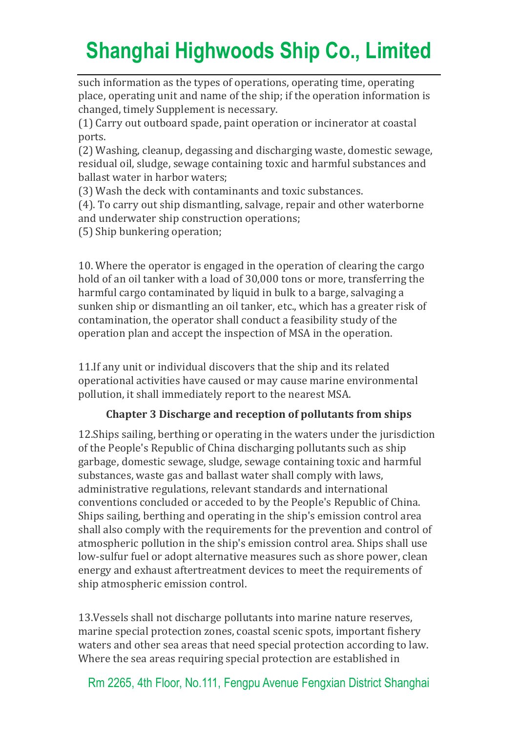such information as the types of operations, operating time, operating place, operating unit and name of the ship; if the operation information is changed, timely Supplement is necessary.

(1) Carry out outboard spade, paint operation or incinerator at coastal ports.

(2) Washing, cleanup, degassing and discharging waste, domestic sewage, residual oil, sludge, sewage containing toxic and harmful substances and ballast water in harbor waters;

(3) Wash the deck with contaminants and toxic substances.

(4). To carry out ship dismantling, salvage, repair and other waterborne and underwater ship construction operations;

(5) Ship bunkering operation;

10. Where the operator is engaged in the operation of clearing the cargo hold of an oil tanker with a load of 30,000 tons or more, transferring the harmful cargo contaminated by liquid in bulk to a barge, salvaging a sunken ship or dismantling an oil tanker, etc., which has a greater risk of contamination, the operator shall conduct a feasibility study of the operation plan and accept the inspection of MSA in the operation.

11.If any unit or individual discovers that the ship and its related operational activities have caused or may cause marine environmental pollution, it shall immediately report to the nearest MSA.

## Chapter 3 Discharge and reception of pollutants from ships

12.Ships sailing, berthing or operating in the waters under the jurisdiction of the People's Republic of China discharging pollutants such as ship garbage, domestic sewage, sludge, sewage containing toxic and harmful substances, waste gas and ballast water shall comply with laws, administrative regulations, relevant standards and international conventions concluded or acceded to by the People's Republic of China. Ships sailing, berthing and operating in the ship's emission control area shall also comply with the requirements for the prevention and control of atmospheric pollution in the ship's emission control area. Ships shall use low-sulfur fuel or adopt alternative measures such as shore power, clean energy and exhaust aftertreatment devices to meet the requirements of ship atmospheric emission control.

13.Vessels shall not discharge pollutants into marine nature reserves, marine special protection zones, coastal scenic spots, important fishery waters and other sea areas that need special protection according to law. Where the sea areas requiring special protection are established in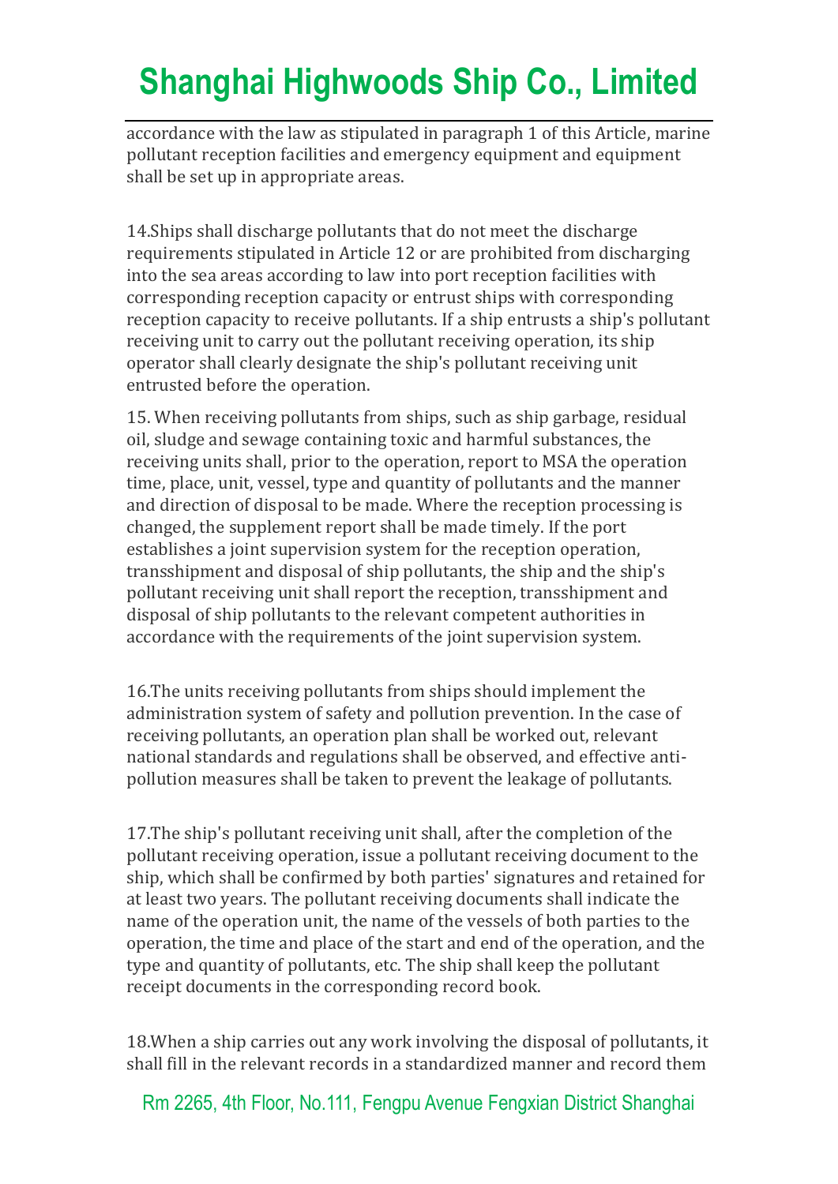accordance with the law as stipulated in paragraph 1 of this Article, marine pollutant reception facilities and emergency equipment and equipment shall be set up in appropriate areas.

14.Ships shall discharge pollutants that do not meet the discharge requirements stipulated in Article 12 or are prohibited from discharging into the sea areas according to law into port reception facilities with corresponding reception capacity or entrust ships with corresponding reception capacity to receive pollutants. If a ship entrusts a ship's pollutant receiving unit to carry out the pollutant receiving operation, its ship operator shall clearly designate the ship's pollutant receiving unit entrusted before the operation.

15. When receiving pollutants from ships, such as ship garbage, residual oil, sludge and sewage containing toxic and harmful substances, the receiving units shall, prior to the operation, report to MSA the operation time, place, unit, vessel, type and quantity of pollutants and the manner and direction of disposal to be made. Where the reception processing is changed, the supplement report shall be made timely. If the port establishes a joint supervision system for the reception operation, transshipment and disposal of ship pollutants, the ship and the ship's pollutant receiving unit shall report the reception, transshipment and disposal of ship pollutants to the relevant competent authorities in accordance with the requirements of the joint supervision system.

16.The units receiving pollutants from ships should implement the administration system of safety and pollution prevention. In the case of receiving pollutants, an operation plan shall be worked out, relevant national standards and regulations shall be observed, and effective anti-pollution measures shall be taken to prevent the leakage of pollutants.

17.The ship's pollutant receiving unit shall, after the completion of the pollutant receiving operation, issue a pollutant receiving document to the ship, which shall be confirmed by both parties' signatures and retained for at least two years. The pollutant receiving documents shall indicate the name of the operation unit, the name of the vessels of both parties to the operation, the time and place of the start and end of the operation, and the type and quantity of pollutants, etc. The ship shall keep the pollutant receipt documents in the corresponding record book.

18.When a ship carries out any work involving the disposal of pollutants, it shall fill in the relevant records in a standardized manner and record them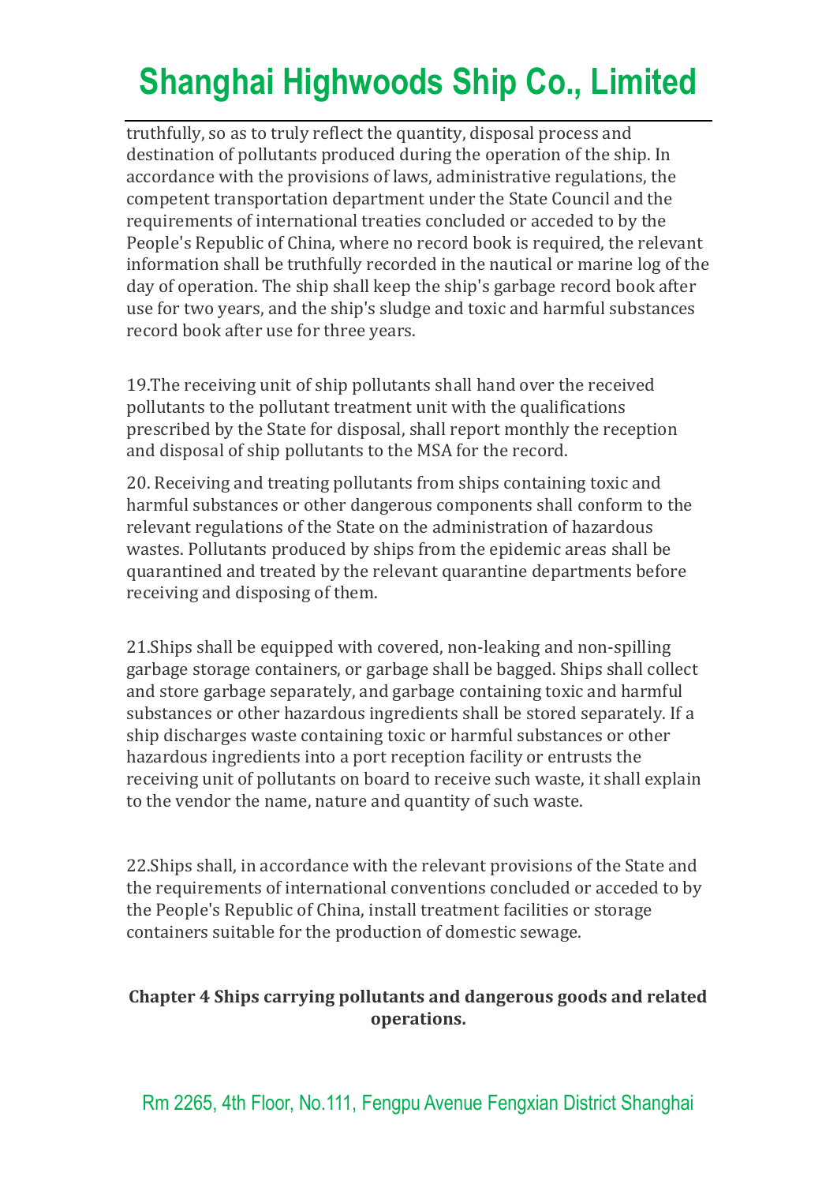truthfully, so as to truly reflect the quantity, disposal process and destination of pollutants produced during the operation of the ship. In accordance with the provisions of laws, administrative regulations, the competent transportation department under the State Council and the requirements of international treaties concluded or acceded to by the People's Republic of China, where no record book is required, the relevant information shall be truthfully recorded in the nautical or marine log of the day of operation. The ship shall keep the ship's garbage record book after use for two years, and the ship's sludge and toxic and harmful substances record book after use for three years.

19.The receiving unit of ship pollutants shall hand over the received pollutants to the pollutant treatment unit with the qualifications prescribed by the State for disposal, shall report monthly the reception and disposal of ship pollutants to the MSA for the record.

20. Receiving and treating pollutants from ships containing toxic and harmful substances or other dangerous components shall conform to the relevant regulations of the State on the administration of hazardous wastes. Pollutants produced by ships from the epidemic areas shall be quarantined and treated by the relevant quarantine departments before receiving and disposing of them.

21.Ships shall be equipped with covered, non-leaking and non-spilling garbage storage containers, or garbage shall be bagged. Ships shall collect and store garbage separately, and garbage containing toxic and harmful substances or other hazardous ingredients shall be stored separately. If a ship discharges waste containing toxic or harmful substances or other hazardous ingredients into a port reception facility or entrusts the receiving unit of pollutants on board to receive such waste, it shall explain to the vendor the name, nature and quantity of such waste.

22.Ships shall, in accordance with the relevant provisions of the State and the requirements of international conventions concluded or acceded to by the People's Republic of China, install treatment facilities or storage containers suitable for the production of domestic sewage.

## Chapter 4 Ships carrying pollutants and dangerous goods and related operations.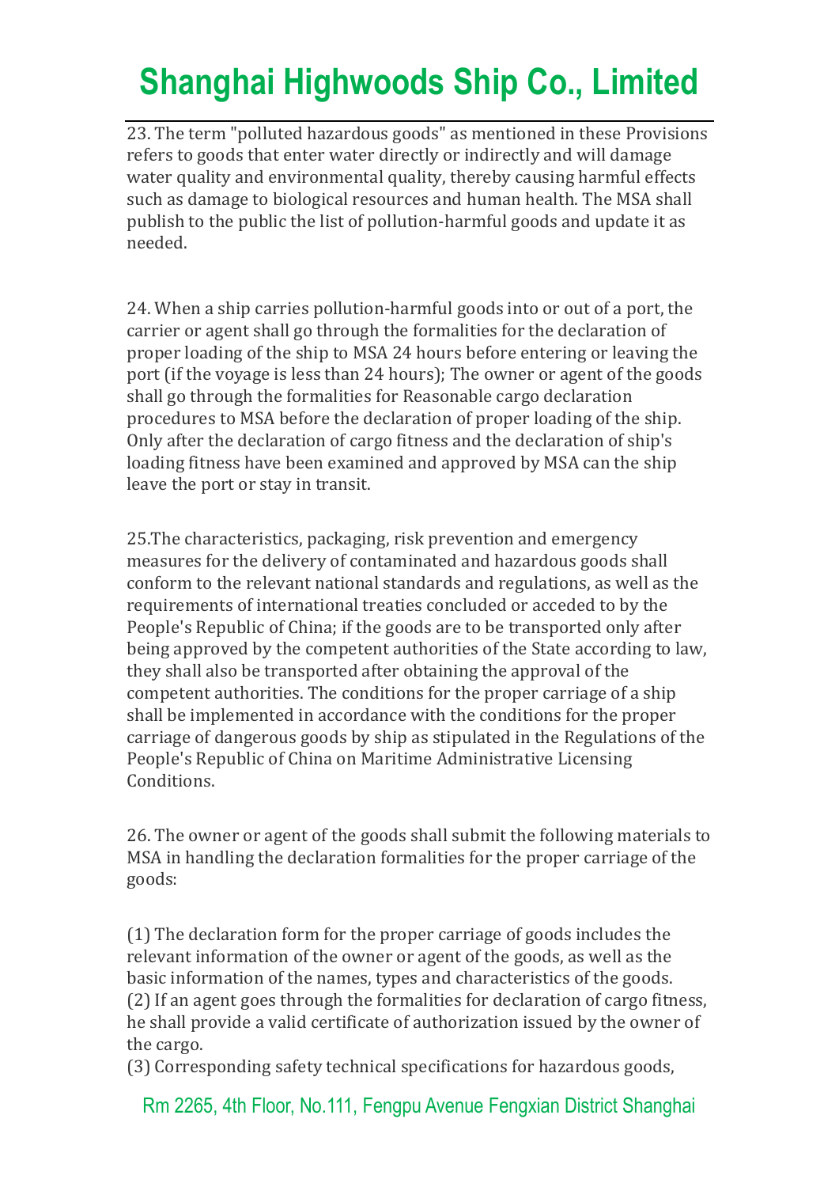23. The term "polluted hazardous goods" as mentioned in these Provisions refers to goods that enter water directly or indirectly and will damage water quality and environmental quality, thereby causing harmful effects such as damage to biological resources and human health. The MSA shall publish to the public the list of pollution-harmful goods and update it as needed.

24. When a ship carries pollution-harmful goods into or out of a port, the carrier or agent shall go through the formalities for the declaration of proper loading of the ship to MSA 24 hours before entering or leaving the port (if the voyage is less than 24 hours); The owner or agent of the goods shall go through the formalities for Reasonable cargo declaration procedures to MSA before the declaration of proper loading of the ship. Only after the declaration of cargo fitness and the declaration of ship's loading fitness have been examined and approved by MSA can the ship leave the port or stay in transit.

25.The characteristics, packaging, risk prevention and emergency measures for the delivery of contaminated and hazardous goods shall conform to the relevant national standards and regulations, as well as the requirements of international treaties concluded or acceded to by the People's Republic of China; if the goods are to be transported only after being approved by the competent authorities of the State according to law, they shall also be transported after obtaining the approval of the competent authorities. The conditions for the proper carriage of a ship shall be implemented in accordance with the conditions for the proper carriage of dangerous goods by ship as stipulated in the Regulations of the People's Republic of China on Maritime Administrative Licensing Conditions.

26. The owner or agent of the goods shall submit the following materials to MSA in handling the declaration formalities for the proper carriage of the goods:

(1) The declaration form for the proper carriage of goods includes the relevant information of the owner or agent of the goods, as well as the basic information of the names, types and characteristics of the goods.
(2) If an agent goes through the formalities for declaration of cargo fitness, he shall provide a valid certificate of authorization issued by the owner of the cargo.
(3) Corresponding safety technical specifications for hazardous goods,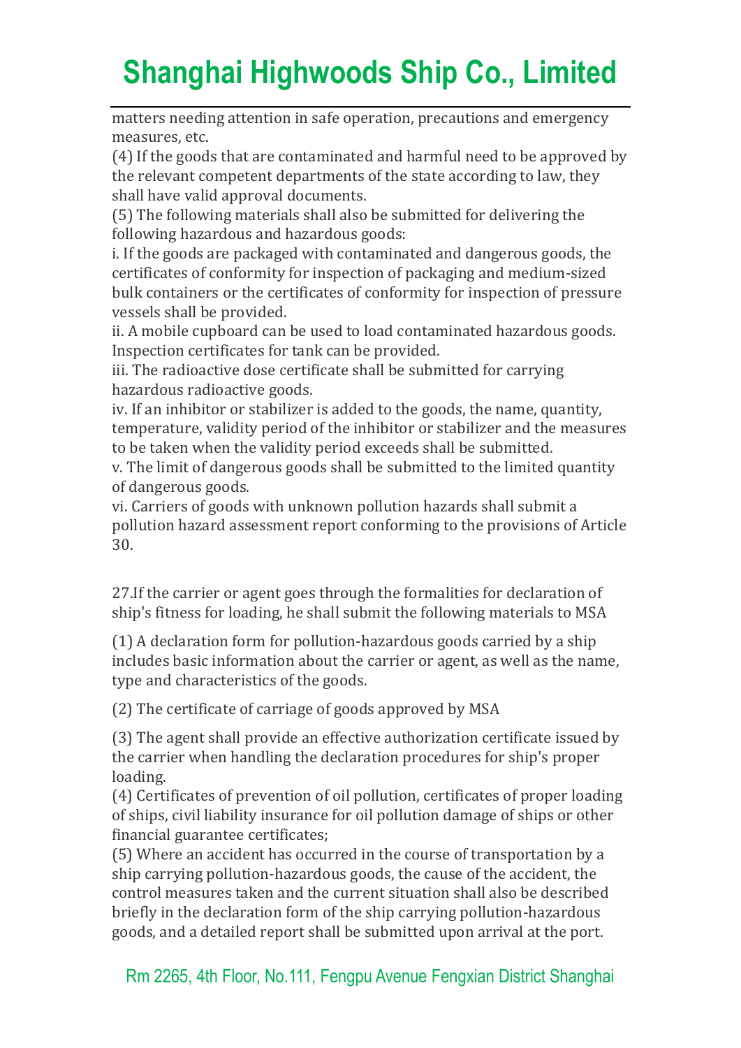matters needing attention in safe operation, precautions and emergency measures, etc.

(4) If the goods that are contaminated and harmful need to be approved by the relevant competent departments of the state according to law, they shall have valid approval documents.

(5) The following materials shall also be submitted for delivering the following hazardous and hazardous goods:

i. If the goods are packaged with contaminated and dangerous goods, the certificates of conformity for inspection of packaging and medium-sized bulk containers or the certificates of conformity for inspection of pressure vessels shall be provided.

ii. A mobile cupboard can be used to load contaminated hazardous goods. Inspection certificates for tank can be provided.

iii. The radioactive dose certificate shall be submitted for carrying hazardous radioactive goods.

iv. If an inhibitor or stabilizer is added to the goods, the name, quantity, temperature, validity period of the inhibitor or stabilizer and the measures to be taken when the validity period exceeds shall be submitted.

v. The limit of dangerous goods shall be submitted to the limited quantity of dangerous goods.

vi. Carriers of goods with unknown pollution hazards shall submit a pollution hazard assessment report conforming to the provisions of Article 30.

27.If the carrier or agent goes through the formalities for declaration of ship's fitness for loading, he shall submit the following materials to MSA

(1) A declaration form for pollution-hazardous goods carried by a ship includes basic information about the carrier or agent, as well as the name, type and characteristics of the goods.

(2) The certificate of carriage of goods approved by MSA

(3) The agent shall provide an effective authorization certificate issued by the carrier when handling the declaration procedures for ship's proper loading.

(4) Certificates of prevention of oil pollution, certificates of proper loading of ships, civil liability insurance for oil pollution damage of ships or other financial guarantee certificates;

(5) Where an accident has occurred in the course of transportation by a ship carrying pollution-hazardous goods, the cause of the accident, the control measures taken and the current situation shall also be described briefly in the declaration form of the ship carrying pollution-hazardous goods, and a detailed report shall be submitted upon arrival at the port.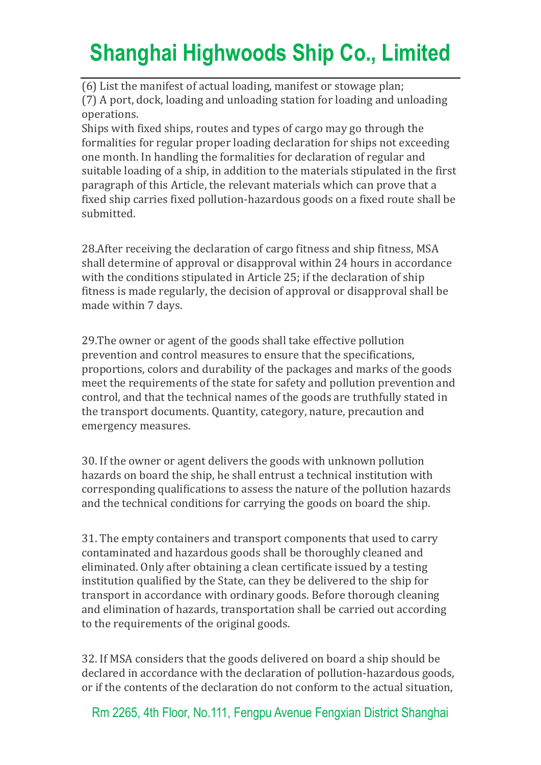(6) List the manifest of actual loading, manifest or stowage plan;
(7) A port, dock, loading and unloading station for loading and unloading operations.
Ships with fixed ships, routes and types of cargo may go through the formalities for regular proper loading declaration for ships not exceeding one month. In handling the formalities for declaration of regular and suitable loading of a ship, in addition to the materials stipulated in the first paragraph of this Article, the relevant materials which can prove that a fixed ship carries fixed pollution-hazardous goods on a fixed route shall be submitted.

28.After receiving the declaration of cargo fitness and ship fitness, MSA shall determine of approval or disapproval within 24 hours in accordance with the conditions stipulated in Article 25; if the declaration of ship fitness is made regularly, the decision of approval or disapproval shall be made within 7 days.

29.The owner or agent of the goods shall take effective pollution prevention and control measures to ensure that the specifications, proportions, colors and durability of the packages and marks of the goods meet the requirements of the state for safety and pollution prevention and control, and that the technical names of the goods are truthfully stated in the transport documents. Quantity, category, nature, precaution and emergency measures.

30. If the owner or agent delivers the goods with unknown pollution hazards on board the ship, he shall entrust a technical institution with corresponding qualifications to assess the nature of the pollution hazards and the technical conditions for carrying the goods on board the ship.

31. The empty containers and transport components that used to carry contaminated and hazardous goods shall be thoroughly cleaned and eliminated. Only after obtaining a clean certificate issued by a testing institution qualified by the State, can they be delivered to the ship for transport in accordance with ordinary goods. Before thorough cleaning and elimination of hazards, transportation shall be carried out according to the requirements of the original goods.

32. If MSA considers that the goods delivered on board a ship should be declared in accordance with the declaration of pollution-hazardous goods, or if the contents of the declaration do not conform to the actual situation,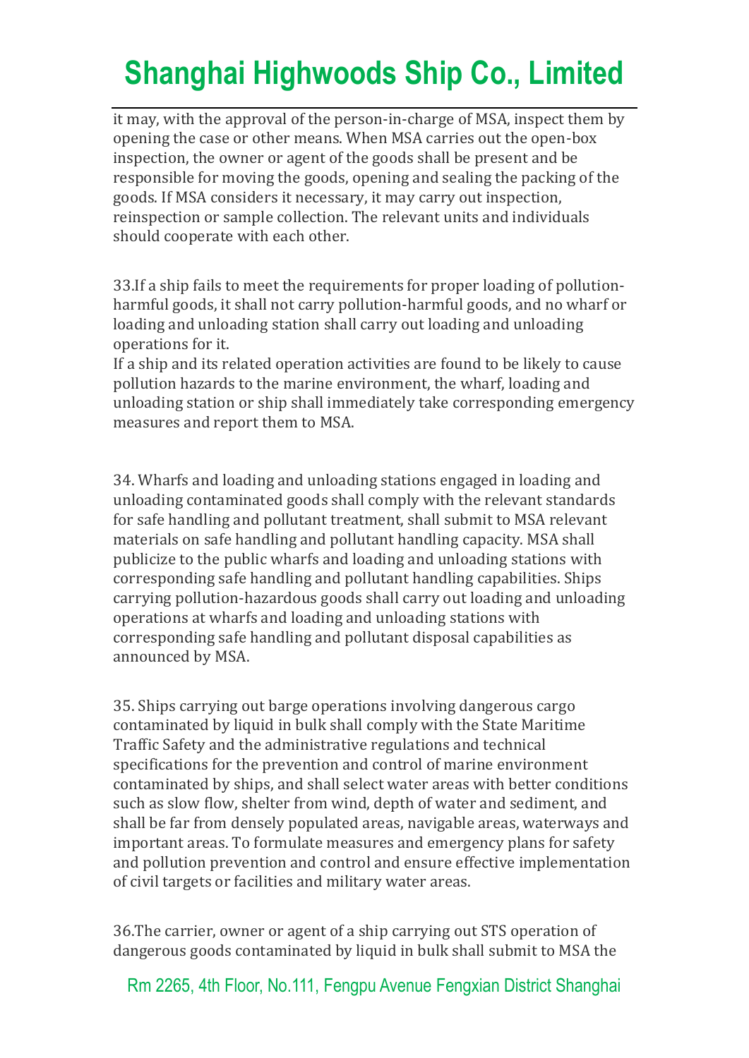it may, with the approval of the person-in-charge of MSA, inspect them by opening the case or other means. When MSA carries out the open-box inspection, the owner or agent of the goods shall be present and be responsible for moving the goods, opening and sealing the packing of the goods. If MSA considers it necessary, it may carry out inspection, reinspection or sample collection. The relevant units and individuals should cooperate with each other.

33.If a ship fails to meet the requirements for proper loading of pollution-harmful goods, it shall not carry pollution-harmful goods, and no wharf or loading and unloading station shall carry out loading and unloading operations for it.
If a ship and its related operation activities are found to be likely to cause pollution hazards to the marine environment, the wharf, loading and unloading station or ship shall immediately take corresponding emergency measures and report them to MSA.

34. Wharfs and loading and unloading stations engaged in loading and unloading contaminated goods shall comply with the relevant standards for safe handling and pollutant treatment, shall submit to MSA relevant materials on safe handling and pollutant handling capacity. MSA shall publicize to the public wharfs and loading and unloading stations with corresponding safe handling and pollutant handling capabilities. Ships carrying pollution-hazardous goods shall carry out loading and unloading operations at wharfs and loading and unloading stations with corresponding safe handling and pollutant disposal capabilities as announced by MSA.

35. Ships carrying out barge operations involving dangerous cargo contaminated by liquid in bulk shall comply with the State Maritime Traffic Safety and the administrative regulations and technical specifications for the prevention and control of marine environment contaminated by ships, and shall select water areas with better conditions such as slow flow, shelter from wind, depth of water and sediment, and shall be far from densely populated areas, navigable areas, waterways and important areas. To formulate measures and emergency plans for safety and pollution prevention and control and ensure effective implementation of civil targets or facilities and military water areas.

36.The carrier, owner or agent of a ship carrying out STS operation of dangerous goods contaminated by liquid in bulk shall submit to MSA the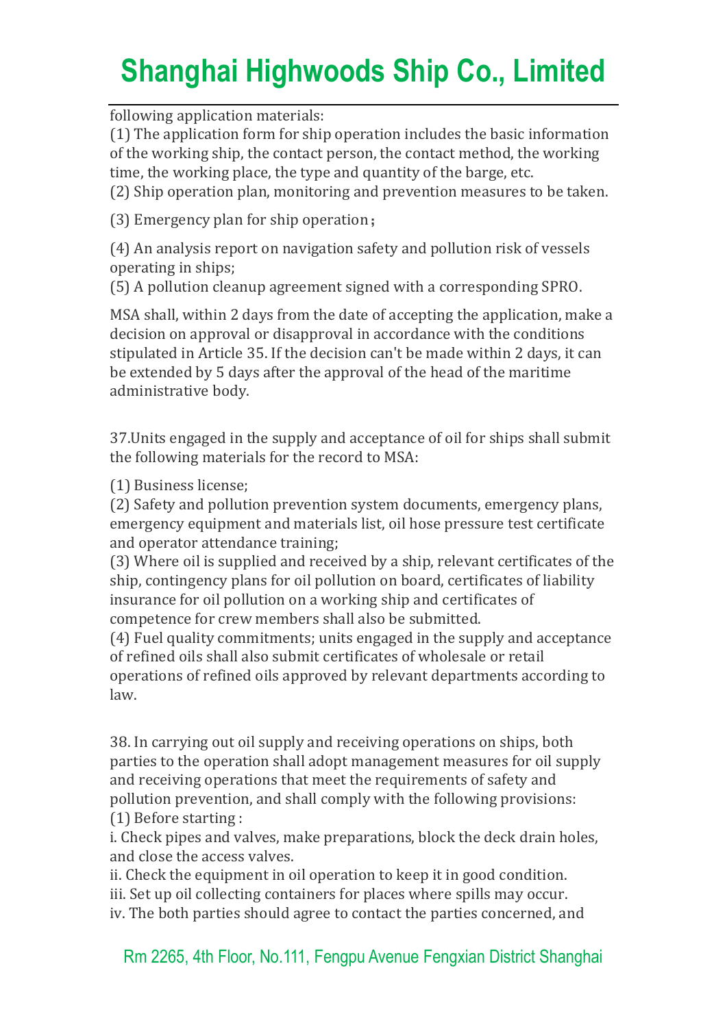following application materials:

(1) The application form for ship operation includes the basic information of the working ship, the contact person, the contact method, the working time, the working place, the type and quantity of the barge, etc.
(2) Ship operation plan, monitoring and prevention measures to be taken.

(3) Emergency plan for ship operation；

(4) An analysis report on navigation safety and pollution risk of vessels operating in ships;
(5) A pollution cleanup agreement signed with a corresponding SPRO.

MSA shall, within 2 days from the date of accepting the application, make a decision on approval or disapproval in accordance with the conditions stipulated in Article 35. If the decision can't be made within 2 days, it can be extended by 5 days after the approval of the head of the maritime administrative body.

37.Units engaged in the supply and acceptance of oil for ships shall submit the following materials for the record to MSA:

(1) Business license;
(2) Safety and pollution prevention system documents, emergency plans, emergency equipment and materials list, oil hose pressure test certificate and operator attendance training;
(3) Where oil is supplied and received by a ship, relevant certificates of the ship, contingency plans for oil pollution on board, certificates of liability insurance for oil pollution on a working ship and certificates of competence for crew members shall also be submitted.
(4) Fuel quality commitments; units engaged in the supply and acceptance of refined oils shall also submit certificates of wholesale or retail operations of refined oils approved by relevant departments according to law.

38. In carrying out oil supply and receiving operations on ships, both parties to the operation shall adopt management measures for oil supply and receiving operations that meet the requirements of safety and pollution prevention, and shall comply with the following provisions:
(1) Before starting :
i. Check pipes and valves, make preparations, block the deck drain holes, and close the access valves.
ii. Check the equipment in oil operation to keep it in good condition.
iii. Set up oil collecting containers for places where spills may occur.
iv. The both parties should agree to contact the parties concerned, and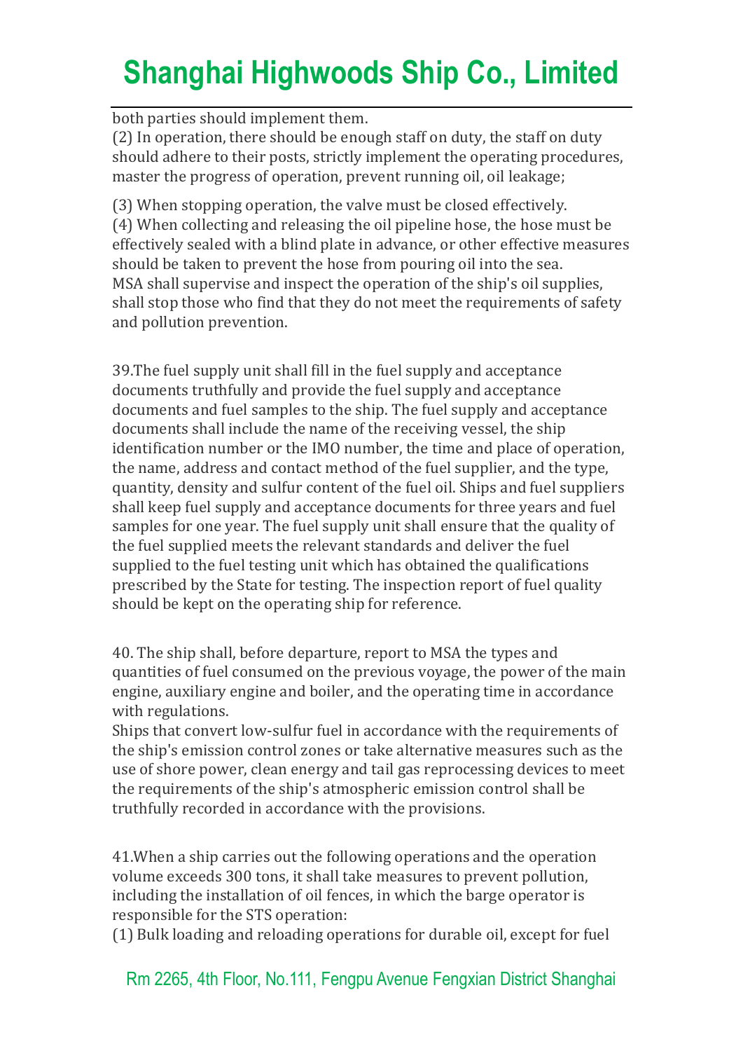both parties should implement them.

(2) In operation, there should be enough staff on duty, the staff on duty should adhere to their posts, strictly implement the operating procedures, master the progress of operation, prevent running oil, oil leakage;

(3) When stopping operation, the valve must be closed effectively.

(4) When collecting and releasing the oil pipeline hose, the hose must be effectively sealed with a blind plate in advance, or other effective measures should be taken to prevent the hose from pouring oil into the sea.

MSA shall supervise and inspect the operation of the ship's oil supplies, shall stop those who find that they do not meet the requirements of safety and pollution prevention.

39.The fuel supply unit shall fill in the fuel supply and acceptance documents truthfully and provide the fuel supply and acceptance documents and fuel samples to the ship. The fuel supply and acceptance documents shall include the name of the receiving vessel, the ship identification number or the IMO number, the time and place of operation, the name, address and contact method of the fuel supplier, and the type, quantity, density and sulfur content of the fuel oil. Ships and fuel suppliers shall keep fuel supply and acceptance documents for three years and fuel samples for one year. The fuel supply unit shall ensure that the quality of the fuel supplied meets the relevant standards and deliver the fuel supplied to the fuel testing unit which has obtained the qualifications prescribed by the State for testing. The inspection report of fuel quality should be kept on the operating ship for reference.

40. The ship shall, before departure, report to MSA the types and quantities of fuel consumed on the previous voyage, the power of the main engine, auxiliary engine and boiler, and the operating time in accordance with regulations.

Ships that convert low-sulfur fuel in accordance with the requirements of the ship's emission control zones or take alternative measures such as the use of shore power, clean energy and tail gas reprocessing devices to meet the requirements of the ship's atmospheric emission control shall be truthfully recorded in accordance with the provisions.

41.When a ship carries out the following operations and the operation volume exceeds 300 tons, it shall take measures to prevent pollution, including the installation of oil fences, in which the barge operator is responsible for the STS operation:

(1) Bulk loading and reloading operations for durable oil, except for fuel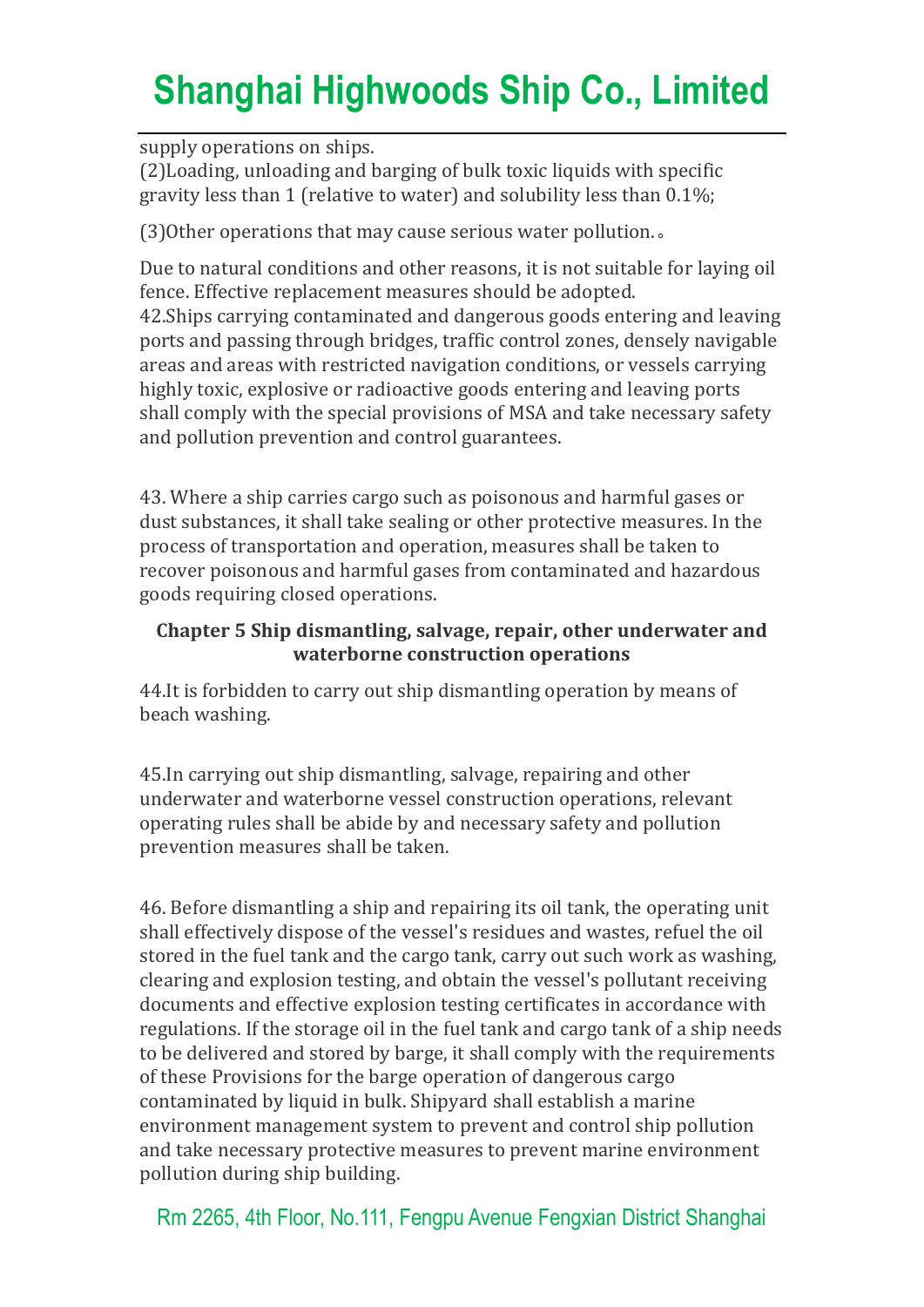supply operations on ships.

(2)Loading, unloading and barging of bulk toxic liquids with specific gravity less than 1 (relative to water) and solubility less than 0.1%;

(3)Other operations that may cause serious water pollution.。

Due to natural conditions and other reasons, it is not suitable for laying oil fence. Effective replacement measures should be adopted.

42.Ships carrying contaminated and dangerous goods entering and leaving ports and passing through bridges, traffic control zones, densely navigable areas and areas with restricted navigation conditions, or vessels carrying highly toxic, explosive or radioactive goods entering and leaving ports shall comply with the special provisions of MSA and take necessary safety and pollution prevention and control guarantees.

43. Where a ship carries cargo such as poisonous and harmful gases or dust substances, it shall take sealing or other protective measures. In the process of transportation and operation, measures shall be taken to recover poisonous and harmful gases from contaminated and hazardous goods requiring closed operations.

**Chapter 5 Ship dismantling, salvage, repair, other underwater and waterborne construction operations**

44.It is forbidden to carry out ship dismantling operation by means of beach washing.

45.In carrying out ship dismantling, salvage, repairing and other underwater and waterborne vessel construction operations, relevant operating rules shall be abide by and necessary safety and pollution prevention measures shall be taken.

46. Before dismantling a ship and repairing its oil tank, the operating unit shall effectively dispose of the vessel's residues and wastes, refuel the oil stored in the fuel tank and the cargo tank, carry out such work as washing, clearing and explosion testing, and obtain the vessel's pollutant receiving documents and effective explosion testing certificates in accordance with regulations. If the storage oil in the fuel tank and cargo tank of a ship needs to be delivered and stored by barge, it shall comply with the requirements of these Provisions for the barge operation of dangerous cargo contaminated by liquid in bulk. Shipyard shall establish a marine environment management system to prevent and control ship pollution and take necessary protective measures to prevent marine environment pollution during ship building.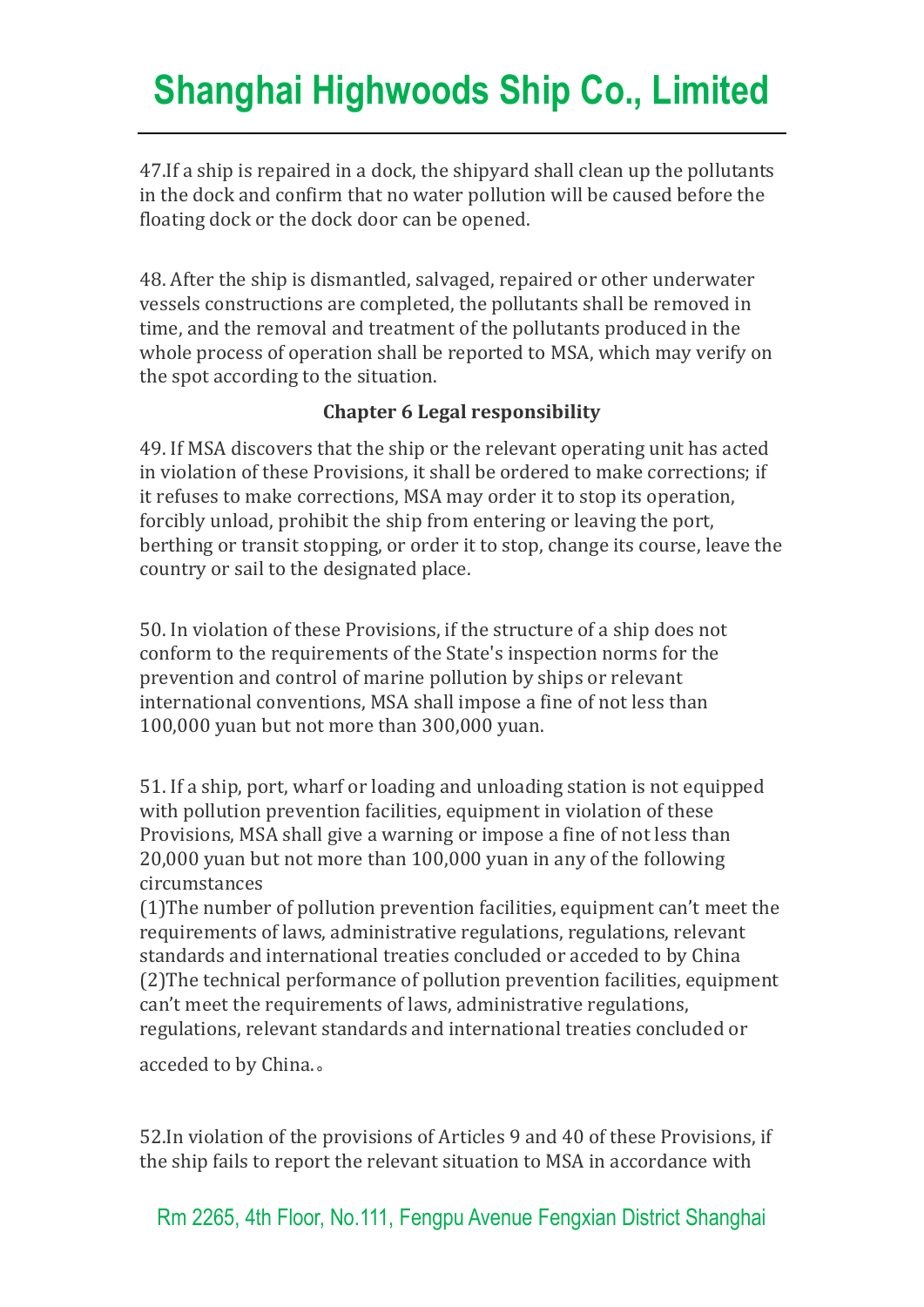47.If a ship is repaired in a dock, the shipyard shall clean up the pollutants in the dock and confirm that no water pollution will be caused before the floating dock or the dock door can be opened.

48. After the ship is dismantled, salvaged, repaired or other underwater vessels constructions are completed, the pollutants shall be removed in time, and the removal and treatment of the pollutants produced in the whole process of operation shall be reported to MSA, which may verify on the spot according to the situation.

## Chapter 6 Legal responsibility

49. If MSA discovers that the ship or the relevant operating unit has acted in violation of these Provisions, it shall be ordered to make corrections; if it refuses to make corrections, MSA may order it to stop its operation, forcibly unload, prohibit the ship from entering or leaving the port, berthing or transit stopping, or order it to stop, change its course, leave the country or sail to the designated place.

50. In violation of these Provisions, if the structure of a ship does not conform to the requirements of the State's inspection norms for the prevention and control of marine pollution by ships or relevant international conventions, MSA shall impose a fine of not less than 100,000 yuan but not more than 300,000 yuan.

51. If a ship, port, wharf or loading and unloading station is not equipped with pollution prevention facilities, equipment in violation of these Provisions, MSA shall give a warning or impose a fine of not less than 20,000 yuan but not more than 100,000 yuan in any of the following circumstances

(1)The number of pollution prevention facilities, equipment can't meet the requirements of laws, administrative regulations, regulations, relevant standards and international treaties concluded or acceded to by China

(2)The technical performance of pollution prevention facilities, equipment can't meet the requirements of laws, administrative regulations, regulations, relevant standards and international treaties concluded or acceded to by China.。

52.In violation of the provisions of Articles 9 and 40 of these Provisions, if the ship fails to report the relevant situation to MSA in accordance with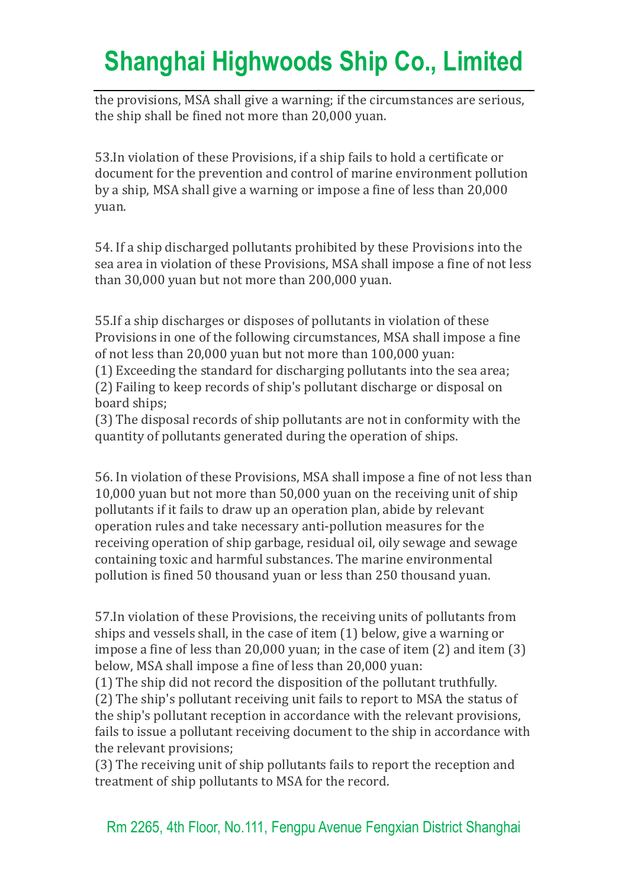the provisions, MSA shall give a warning; if the circumstances are serious, the ship shall be fined not more than 20,000 yuan.

53.In violation of these Provisions, if a ship fails to hold a certificate or document for the prevention and control of marine environment pollution by a ship, MSA shall give a warning or impose a fine of less than 20,000 yuan.

54. If a ship discharged pollutants prohibited by these Provisions into the sea area in violation of these Provisions, MSA shall impose a fine of not less than 30,000 yuan but not more than 200,000 yuan.

55.If a ship discharges or disposes of pollutants in violation of these Provisions in one of the following circumstances, MSA shall impose a fine of not less than 20,000 yuan but not more than 100,000 yuan:
(1) Exceeding the standard for discharging pollutants into the sea area;
(2) Failing to keep records of ship's pollutant discharge or disposal on board ships;
(3) The disposal records of ship pollutants are not in conformity with the quantity of pollutants generated during the operation of ships.

56. In violation of these Provisions, MSA shall impose a fine of not less than 10,000 yuan but not more than 50,000 yuan on the receiving unit of ship pollutants if it fails to draw up an operation plan, abide by relevant operation rules and take necessary anti-pollution measures for the receiving operation of ship garbage, residual oil, oily sewage and sewage containing toxic and harmful substances. The marine environmental pollution is fined 50 thousand yuan or less than 250 thousand yuan.

57.In violation of these Provisions, the receiving units of pollutants from ships and vessels shall, in the case of item (1) below, give a warning or impose a fine of less than 20,000 yuan; in the case of item (2) and item (3) below, MSA shall impose a fine of less than 20,000 yuan:
(1) The ship did not record the disposition of the pollutant truthfully.
(2) The ship's pollutant receiving unit fails to report to MSA the status of the ship's pollutant reception in accordance with the relevant provisions, fails to issue a pollutant receiving document to the ship in accordance with the relevant provisions;
(3) The receiving unit of ship pollutants fails to report the reception and treatment of ship pollutants to MSA for the record.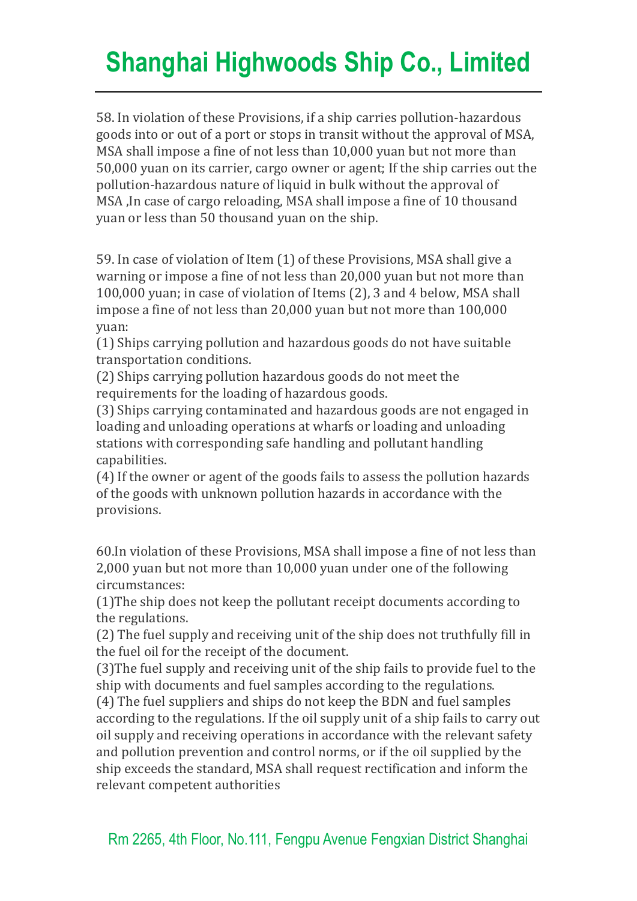58. In violation of these Provisions, if a ship carries pollution-hazardous goods into or out of a port or stops in transit without the approval of MSA, MSA shall impose a fine of not less than 10,000 yuan but not more than 50,000 yuan on its carrier, cargo owner or agent; If the ship carries out the pollution-hazardous nature of liquid in bulk without the approval of MSA ,In case of cargo reloading, MSA shall impose a fine of 10 thousand yuan or less than 50 thousand yuan on the ship.

59. In case of violation of Item (1) of these Provisions, MSA shall give a warning or impose a fine of not less than 20,000 yuan but not more than 100,000 yuan; in case of violation of Items (2), 3 and 4 below, MSA shall impose a fine of not less than 20,000 yuan but not more than 100,000 yuan:

(1) Ships carrying pollution and hazardous goods do not have suitable transportation conditions.

(2) Ships carrying pollution hazardous goods do not meet the requirements for the loading of hazardous goods.

(3) Ships carrying contaminated and hazardous goods are not engaged in loading and unloading operations at wharfs or loading and unloading stations with corresponding safe handling and pollutant handling capabilities.

(4) If the owner or agent of the goods fails to assess the pollution hazards of the goods with unknown pollution hazards in accordance with the provisions.

60.In violation of these Provisions, MSA shall impose a fine of not less than 2,000 yuan but not more than 10,000 yuan under one of the following circumstances:

(1)The ship does not keep the pollutant receipt documents according to the regulations.

(2) The fuel supply and receiving unit of the ship does not truthfully fill in the fuel oil for the receipt of the document.

(3)The fuel supply and receiving unit of the ship fails to provide fuel to the ship with documents and fuel samples according to the regulations.

(4) The fuel suppliers and ships do not keep the BDN and fuel samples according to the regulations. If the oil supply unit of a ship fails to carry out oil supply and receiving operations in accordance with the relevant safety and pollution prevention and control norms, or if the oil supplied by the ship exceeds the standard, MSA shall request rectification and inform the relevant competent authorities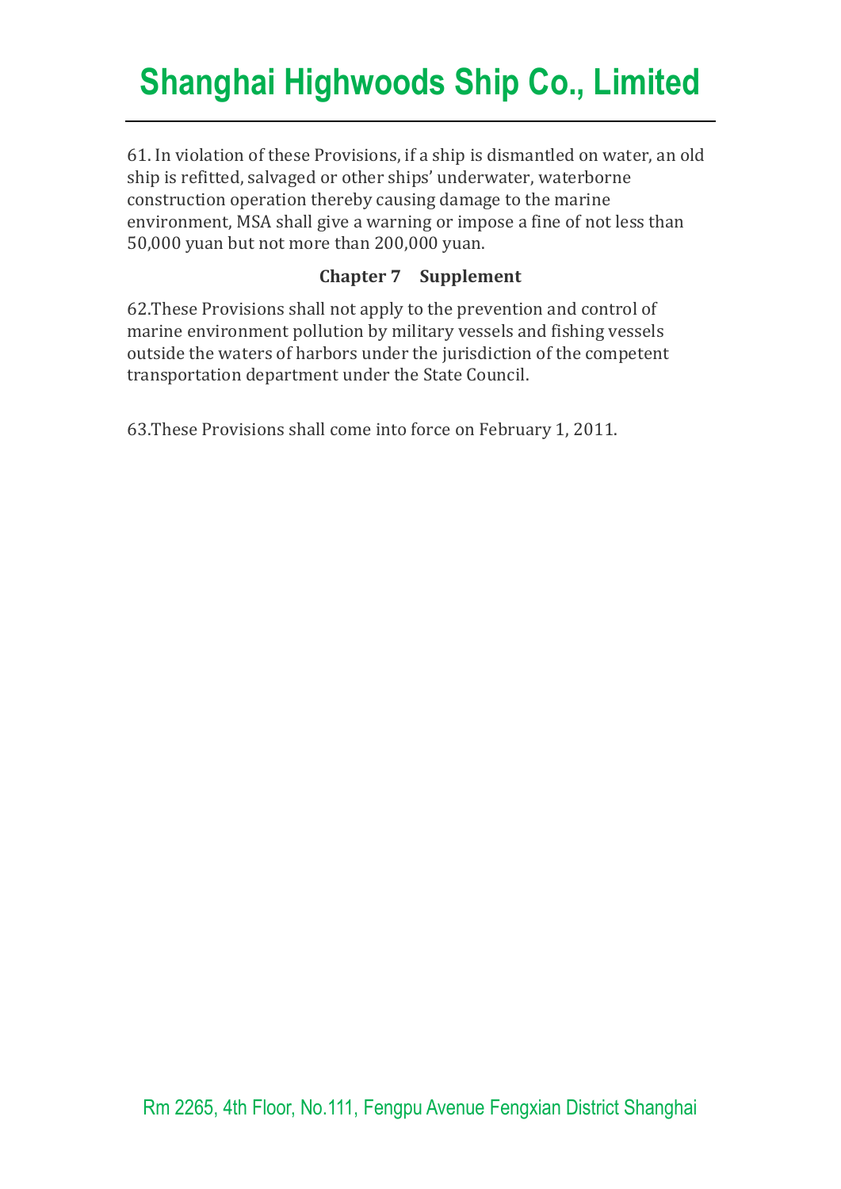61. In violation of these Provisions, if a ship is dismantled on water, an old ship is refitted, salvaged or other ships' underwater, waterborne construction operation thereby causing damage to the marine environment, MSA shall give a warning or impose a fine of not less than 50,000 yuan but not more than 200,000 yuan.

## Chapter 7 Supplement

62.These Provisions shall not apply to the prevention and control of marine environment pollution by military vessels and fishing vessels outside the waters of harbors under the jurisdiction of the competent transportation department under the State Council.

63.These Provisions shall come into force on February 1, 2011.